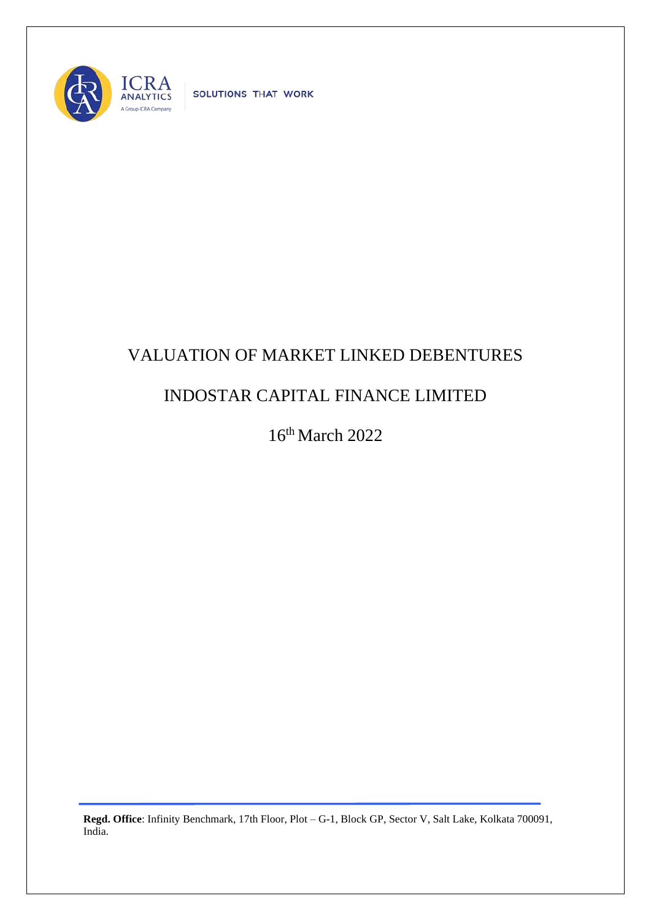ICRA ANALYTICS

A Group ICRA Company

SOLUTIONS THAT WORK

# VALUATION OF MARKET LINKED DEBENTURES

# INDOSTAR CAPITAL FINANCE LIMITED

16th March 2022

**Regd. Office**: Infinity Benchmark, 17th Floor, Plot – G-1, Block GP, Sector V, Salt Lake, Kolkata 700091, India.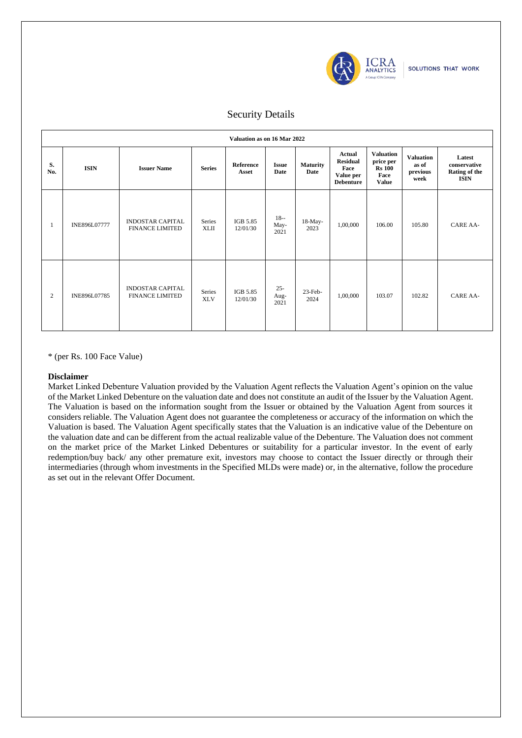# Security Details

| Valuation as on 16 Mar 2022 | | | | | | | | | | |
|---|---|---|---|---|---|---|---|---|---|---|
| **S. No.** | **ISIN** | **Issuer Name** | **Series** | **Reference Asset** | **Issue Date** | **Maturity Date** | **Actual Residual Face Value per Debenture** | **Valuation price per Rs 100 Face Value** | **Valuation as of previous week** | **Latest conservative Rating of the ISIN** |
| 1 | INE896L07777 | INDOSTAR CAPITAL FINANCE LIMITED | Series XLII | IGB 5.85 12/01/30 | 18--May-2021 | 18-May-2023 | 1,00,000 | 106.00 | 105.80 | CARE AA- |
| 2 | INE896L07785 | INDOSTAR CAPITAL FINANCE LIMITED | Series XLV | IGB 5.85 12/01/30 | 25-Aug-2021 | 23-Feb-2024 | 1,00,000 | 103.07 | 102.82 | CARE AA- |

* (per Rs. 100 Face Value)

**Disclaimer**

Market Linked Debenture Valuation provided by the Valuation Agent reflects the Valuation Agent's opinion on the value of the Market Linked Debenture on the valuation date and does not constitute an audit of the Issuer by the Valuation Agent. The Valuation is based on the information sought from the Issuer or obtained by the Valuation Agent from sources it considers reliable. The Valuation Agent does not guarantee the completeness or accuracy of the information on which the Valuation is based. The Valuation Agent specifically states that the Valuation is an indicative value of the Debenture on the valuation date and can be different from the actual realizable value of the Debenture. The Valuation does not comment on the market price of the Market Linked Debentures or suitability for a particular investor. In the event of early redemption/buy back/ any other premature exit, investors may choose to contact the Issuer directly or through their intermediaries (through whom investments in the Specified MLDs were made) or, in the alternative, follow the procedure as set out in the relevant Offer Document.